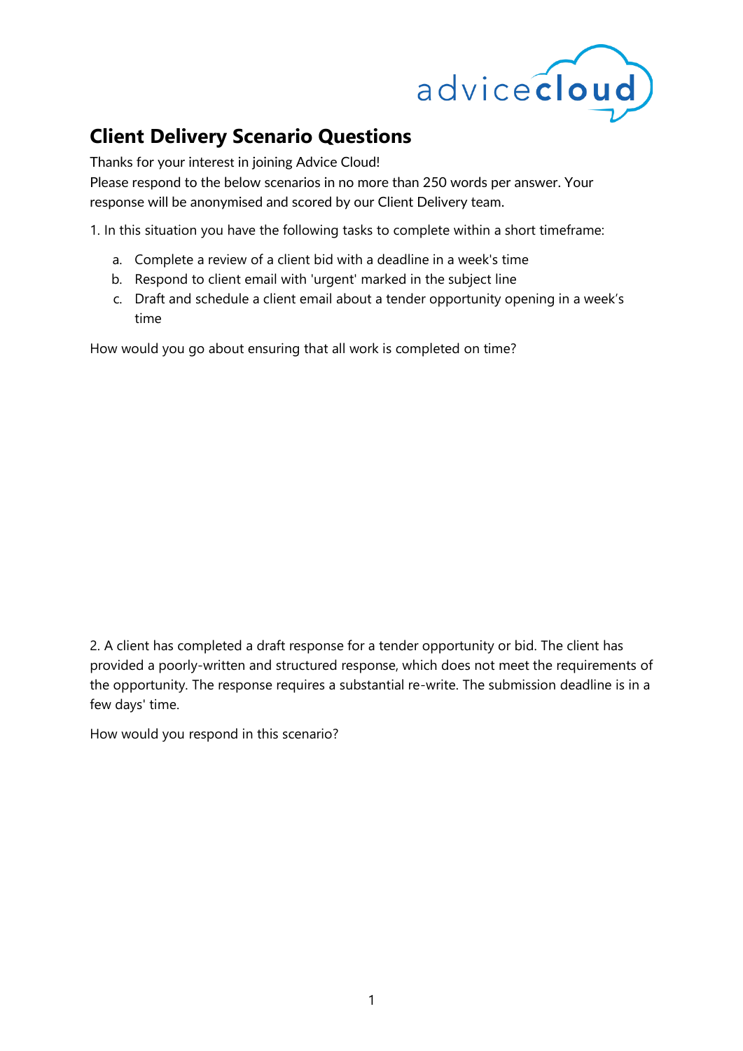# Client Delivery Scenario Questions

Thanks for your interest in joining Advice Cloud!

Please respond to the below scenarios in no more than 250 words per answer. Your response will be anonymised and scored by our Client Delivery team.

1. In this situation you have the following tasks to complete within a short timeframe:

   a. Complete a review of a client bid with a deadline in a week's time
   b. Respond to client email with 'urgent' marked in the subject line
   c. Draft and schedule a client email about a tender opportunity opening in a week's time

How would you go about ensuring that all work is completed on time?

2. A client has completed a draft response for a tender opportunity or bid. The client has provided a poorly-written and structured response, which does not meet the requirements of the opportunity. The response requires a substantial re-write. The submission deadline is in a few days' time.

How would you respond in this scenario?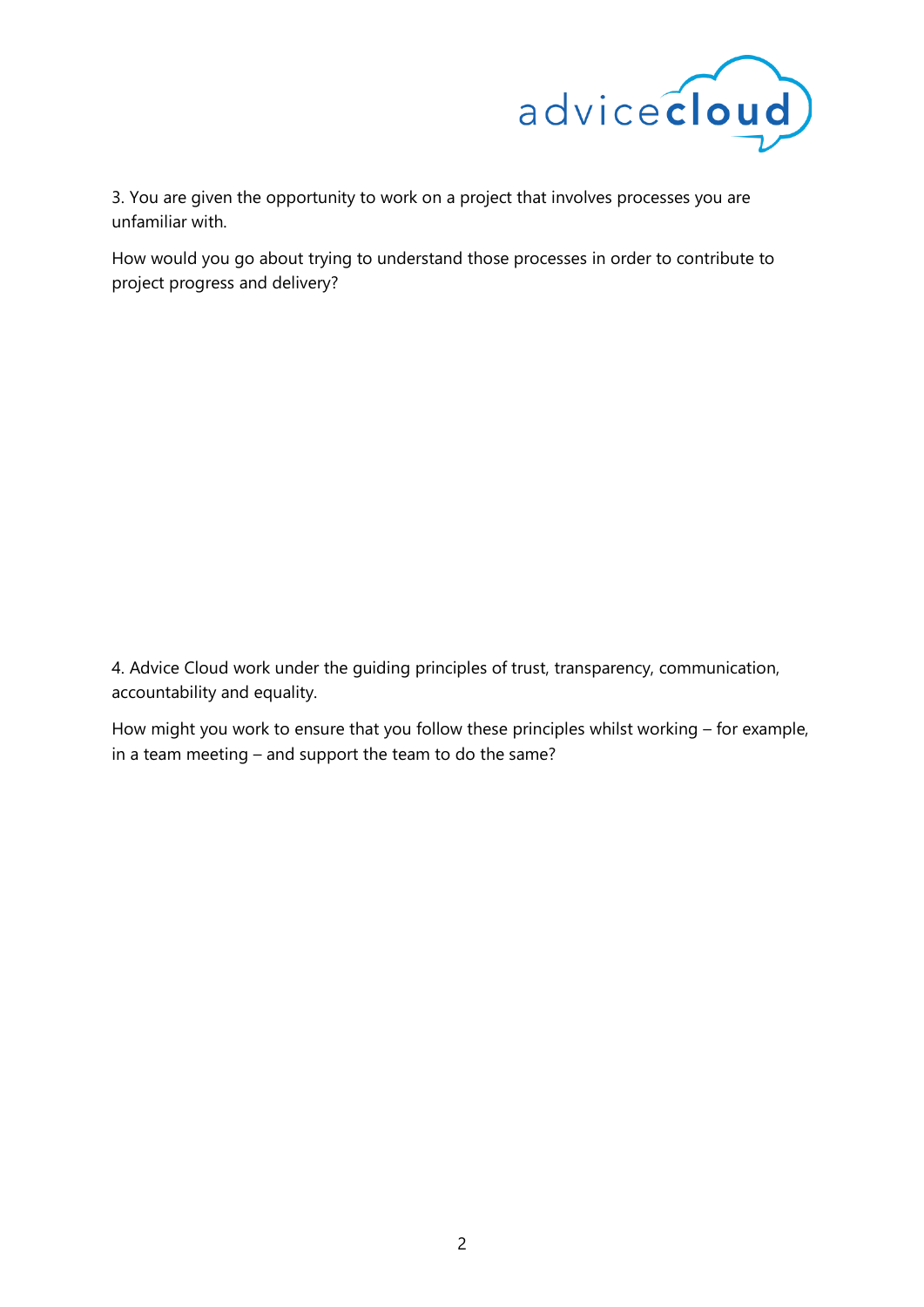3. You are given the opportunity to work on a project that involves processes you are unfamiliar with.

How would you go about trying to understand those processes in order to contribute to project progress and delivery?

4. Advice Cloud work under the guiding principles of trust, transparency, communication, accountability and equality.

How might you work to ensure that you follow these principles whilst working – for example, in a team meeting – and support the team to do the same?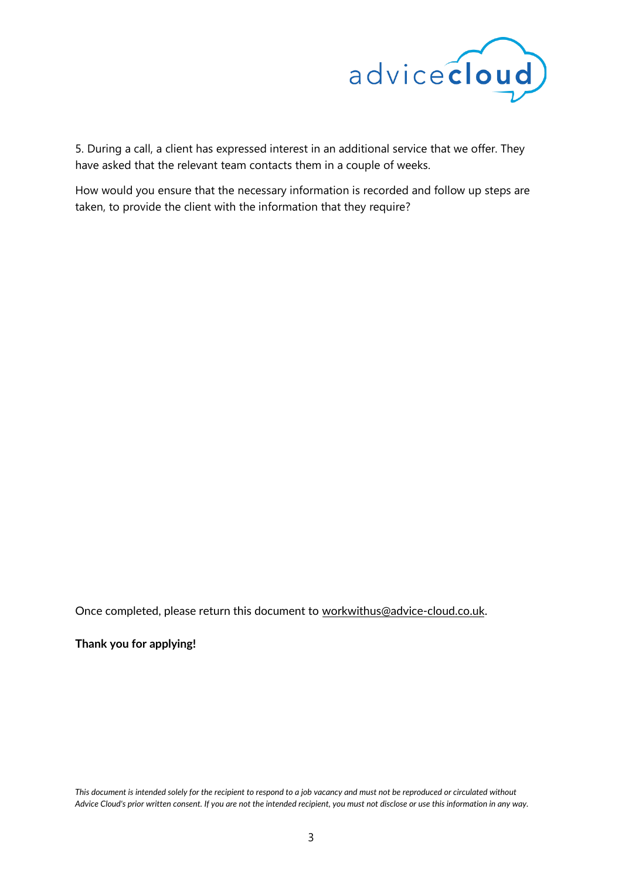5. During a call, a client has expressed interest in an additional service that we offer. They have asked that the relevant team contacts them in a couple of weeks.

How would you ensure that the necessary information is recorded and follow up steps are taken, to provide the client with the information that they require?

Once completed, please return this document to workwithus@advice-cloud.co.uk.

**Thank you for applying!**

*This document is intended solely for the recipient to respond to a job vacancy and must not be reproduced or circulated without Advice Cloud's prior written consent. If you are not the intended recipient, you must not disclose or use this information in any way.*